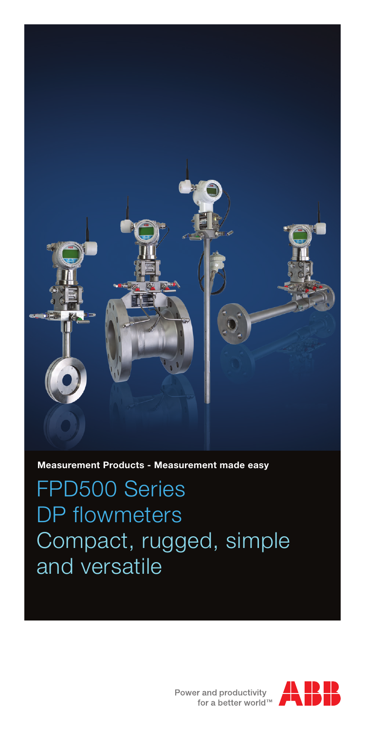**Measurement Products - Measurement made easy**

# FPD500 Series DP flowmeters Compact, rugged, simple and versatile

Power and productivity for a better world™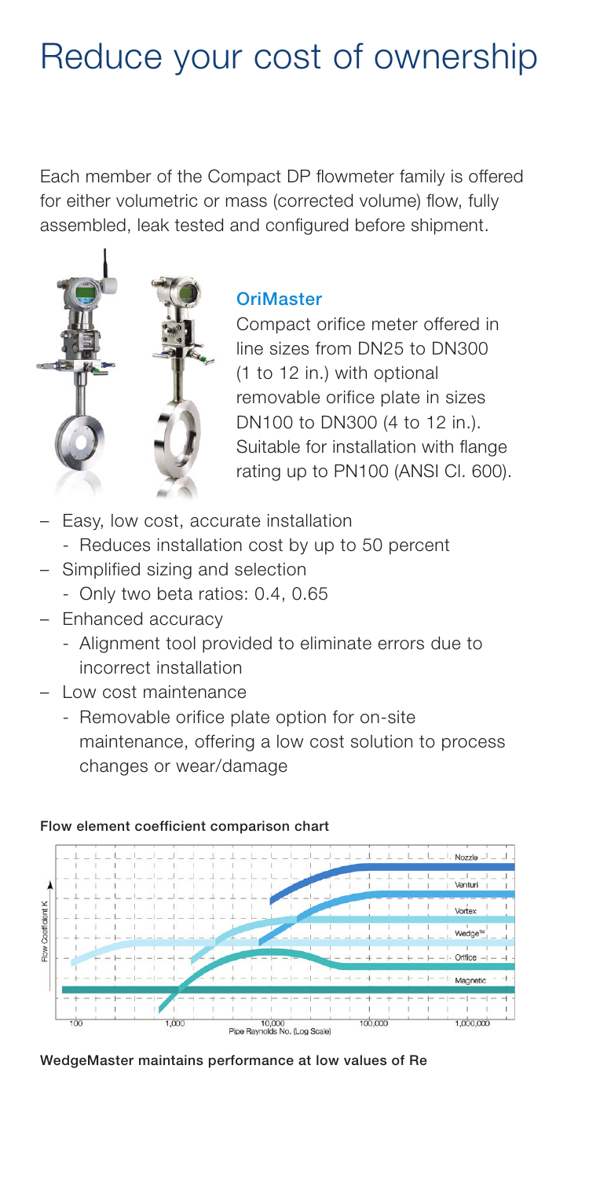# Reduce your cost of ownership

Each member of the Compact DP flowmeter family is offered for either volumetric or mass (corrected volume) flow, fully assembled, leak tested and configured before shipment.

### OriMaster

Compact orifice meter offered in line sizes from DN25 to DN300 (1 to 12 in.) with optional removable orifice plate in sizes DN100 to DN300 (4 to 12 in.). Suitable for installation with flange rating up to PN100 (ANSI Cl. 600).

- Easy, low cost, accurate installation
  - Reduces installation cost by up to 50 percent
- Simplified sizing and selection
  - Only two beta ratios: 0.4, 0.65
- Enhanced accuracy
  - Alignment tool provided to eliminate errors due to incorrect installation
- Low cost maintenance
  - Removable orifice plate option for on-site maintenance, offering a low cost solution to process changes or wear/damage

**Flow element coefficient comparison chart**

**WedgeMaster maintains performance at low values of Re**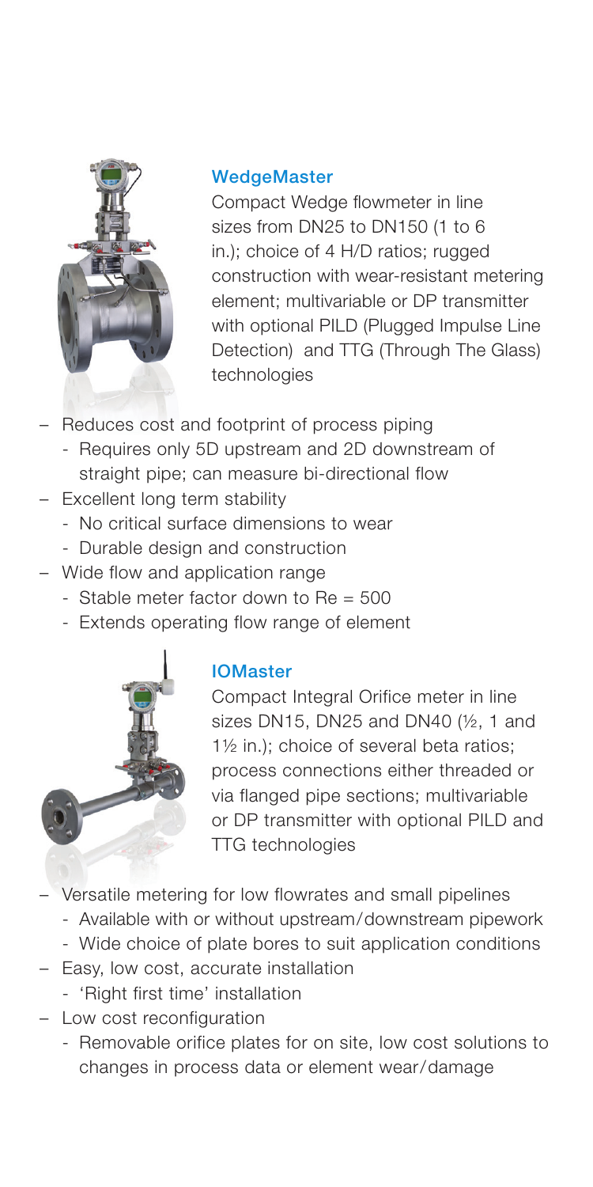### WedgeMaster

Compact Wedge flowmeter in line sizes from DN25 to DN150 (1 to 6 in.); choice of 4 H/D ratios; rugged construction with wear-resistant metering element; multivariable or DP transmitter with optional PILD (Plugged Impulse Line Detection) and TTG (Through The Glass) technologies

- Reduces cost and footprint of process piping
  - Requires only 5D upstream and 2D downstream of straight pipe; can measure bi-directional flow
- Excellent long term stability
  - No critical surface dimensions to wear
  - Durable design and construction
- Wide flow and application range
  - Stable meter factor down to Re = 500
  - Extends operating flow range of element

### IOMaster

Compact Integral Orifice meter in line sizes DN15, DN25 and DN40 (½, 1 and 1½ in.); choice of several beta ratios; process connections either threaded or via flanged pipe sections; multivariable or DP transmitter with optional PILD and TTG technologies

- Versatile metering for low flowrates and small pipelines
  - Available with or without upstream/downstream pipework
  - Wide choice of plate bores to suit application conditions
- Easy, low cost, accurate installation
  - 'Right first time' installation
- Low cost reconfiguration
  - Removable orifice plates for on site, low cost solutions to changes in process data or element wear/damage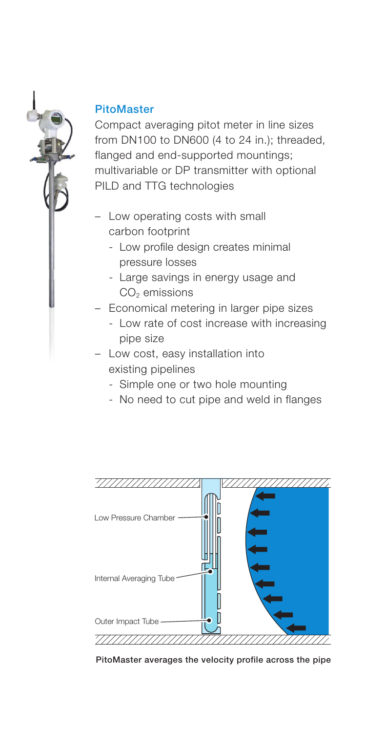## PitoMaster

Compact averaging pitot meter in line sizes from DN100 to DN600 (4 to 24 in.); threaded, flanged and end-supported mountings; multivariable or DP transmitter with optional PILD and TTG technologies

- Low operating costs with small carbon footprint
  - Low profile design creates minimal pressure losses
  - Large savings in energy usage and $CO_2$ emissions
- Economical metering in larger pipe sizes
  - Low rate of cost increase with increasing pipe size
- Low cost, easy installation into existing pipelines
  - Simple one or two hole mounting
  - No need to cut pipe and weld in flanges

Low Pressure Chamber

Internal Averaging Tube

Outer Impact Tube

PitoMaster averages the velocity profile across the pipe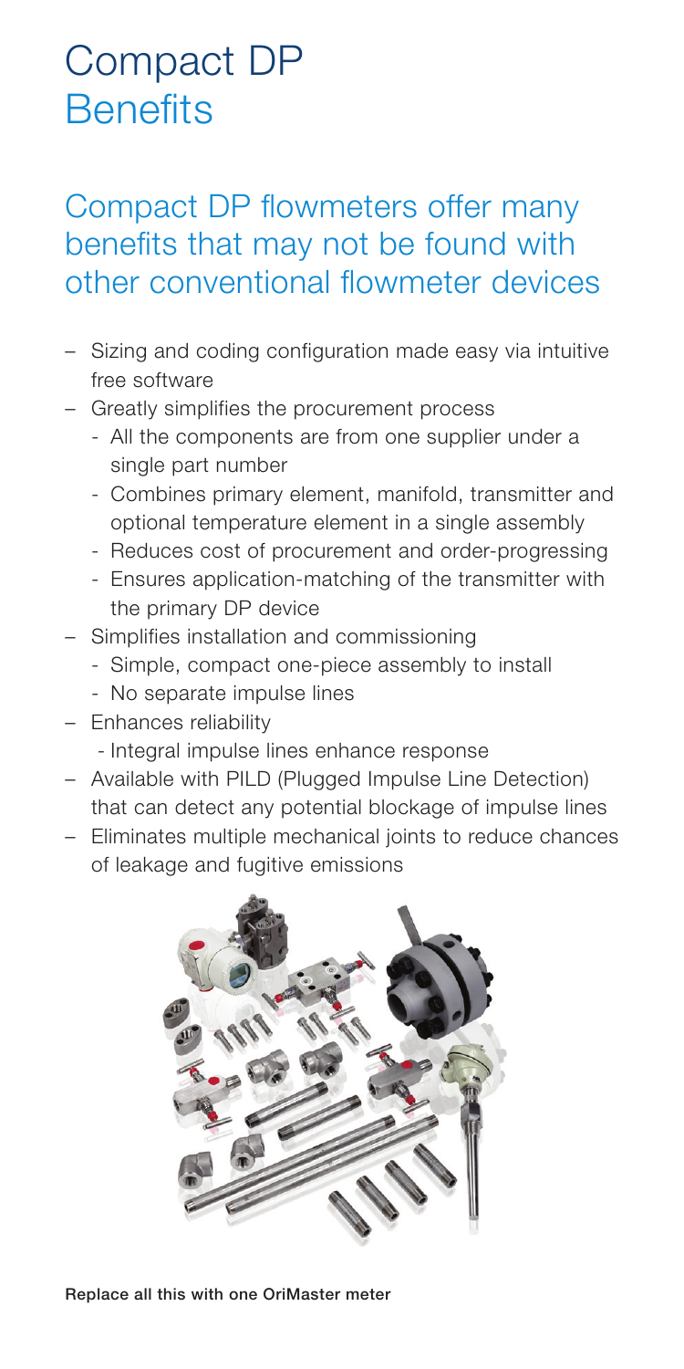# Compact DP Benefits

## Compact DP flowmeters offer many benefits that may not be found with other conventional flowmeter devices

- Sizing and coding configuration made easy via intuitive free software
- Greatly simplifies the procurement process
  - All the components are from one supplier under a single part number
  - Combines primary element, manifold, transmitter and optional temperature element in a single assembly
  - Reduces cost of procurement and order-progressing
  - Ensures application-matching of the transmitter with the primary DP device
- Simplifies installation and commissioning
  - Simple, compact one-piece assembly to install
  - No separate impulse lines
- Enhances reliability
  - Integral impulse lines enhance response
- Available with PILD (Plugged Impulse Line Detection) that can detect any potential blockage of impulse lines
- Eliminates multiple mechanical joints to reduce chances of leakage and fugitive emissions

**Replace all this with one OriMaster meter**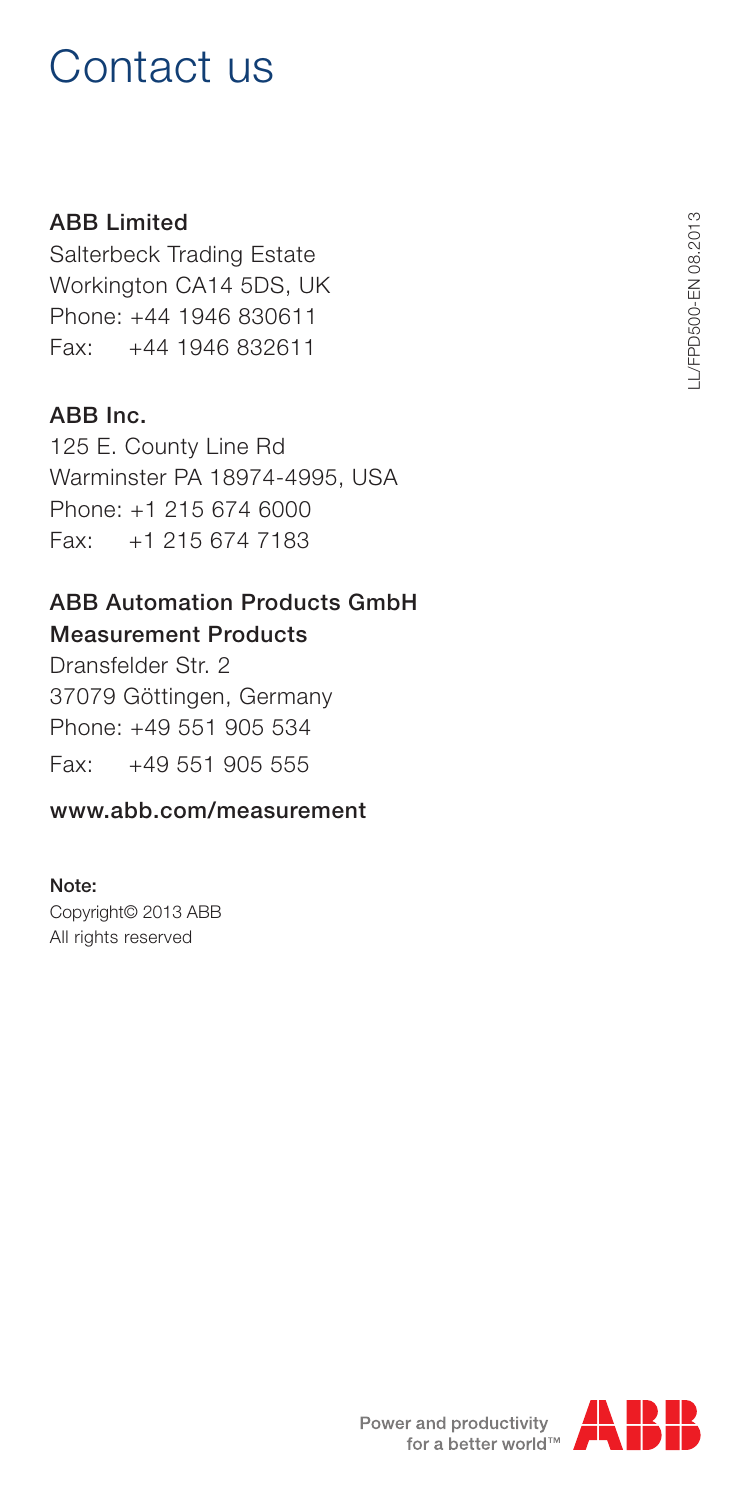# Contact us

**ABB Limited**
Salterbeck Trading Estate
Workington CA14 5DS, UK
Phone: +44 1946 830611
Fax: +44 1946 832611

**ABB Inc.**
125 E. County Line Rd
Warminster PA 18974-4995, USA
Phone: +1 215 674 6000
Fax: +1 215 674 7183

**ABB Automation Products GmbH**
**Measurement Products**
Dransfelder Str. 2
37079 Göttingen, Germany
Phone: +49 551 905 534
Fax: +49 551 905 555

**www.abb.com/measurement**

**Note:**
Copyright© 2013 ABB
All rights reserved

LL/FPD500-EN 08.2013

Power and productivity
for a better world™